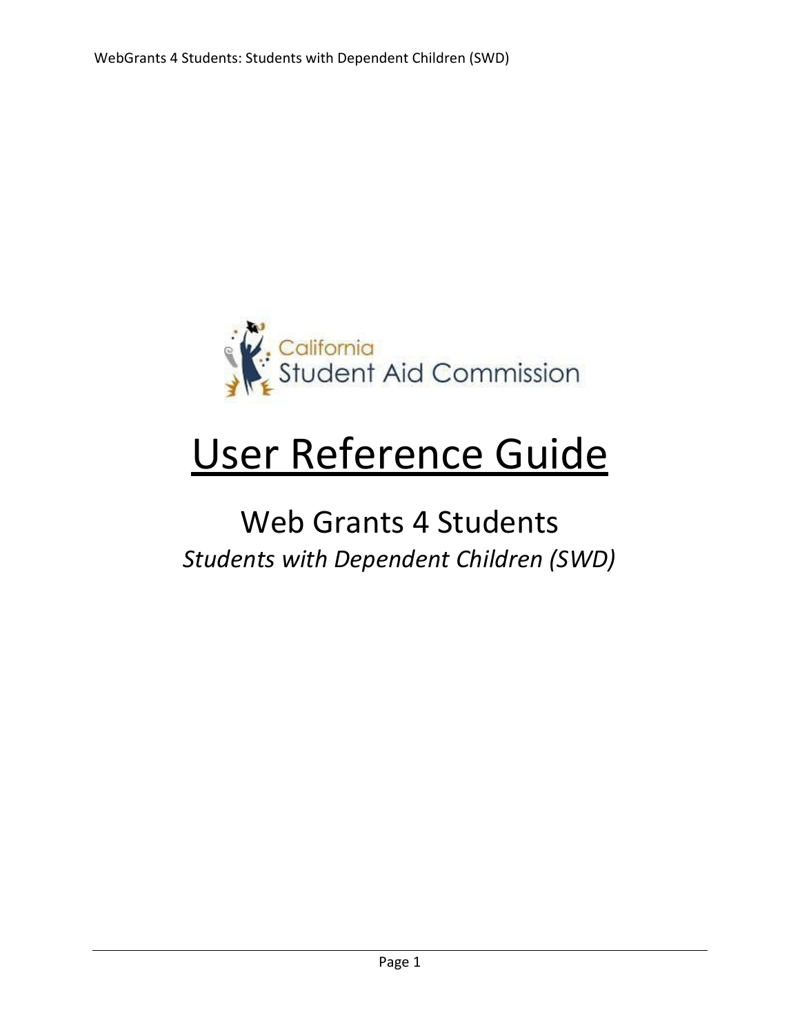California Student Aid Commission

# User Reference Guide

## Web Grants 4 Students

*Students with Dependent Children (SWD)*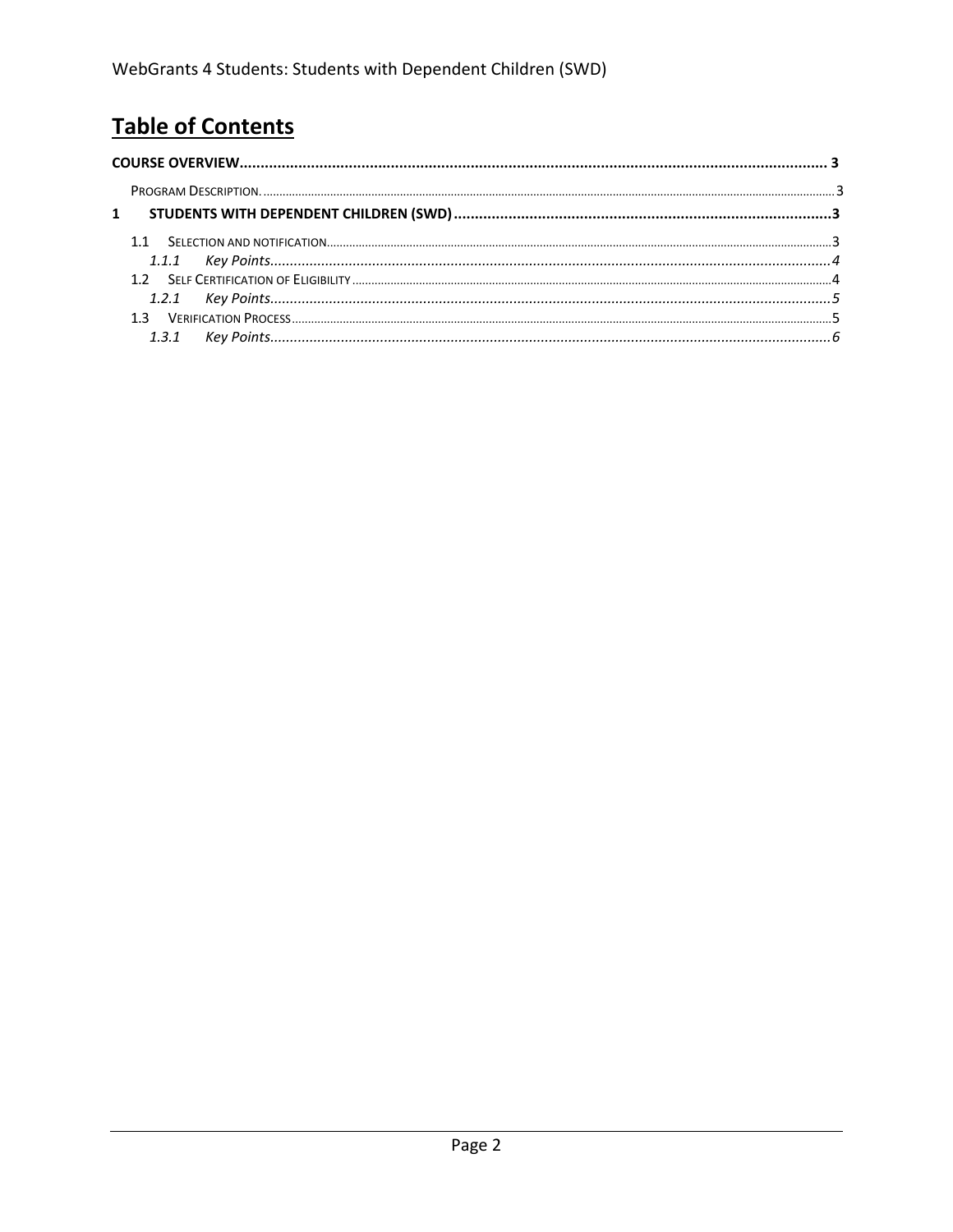# Table of Contents

**COURSE OVERVIEW** ........................................................................................................................................ **3**

PROGRAM DESCRIPTION. ........................................................................................................................................ 3

**1 STUDENTS WITH DEPENDENT CHILDREN (SWD)** ........................................................................................ **3**

1.1 SELECTION AND NOTIFICATION ........................................................................................................................................ 3

*1.1.1 Key Points* ........................................................................................................................................ *4*

1.2 SELF CERTIFICATION OF ELIGIBILITY ........................................................................................................................................ 4

*1.2.1 Key Points* ........................................................................................................................................ *5*

1.3 VERIFICATION PROCESS ........................................................................................................................................ 5

*1.3.1 Key Points* ........................................................................................................................................ *6*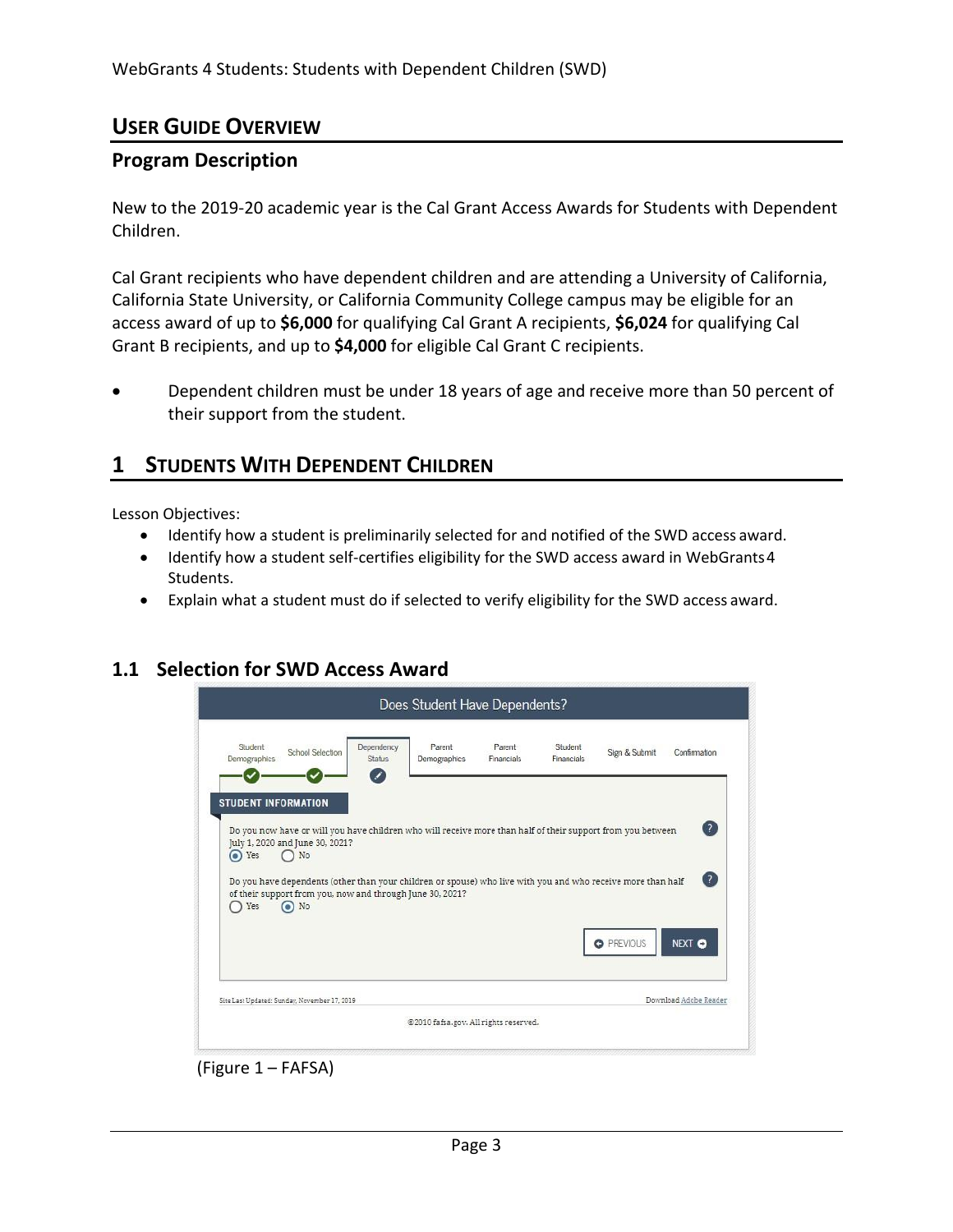## USER GUIDE OVERVIEW

### Program Description

New to the 2019-20 academic year is the Cal Grant Access Awards for Students with Dependent Children.

Cal Grant recipients who have dependent children and are attending a University of California, California State University, or California Community College campus may be eligible for an access award of up to **$6,000** for qualifying Cal Grant A recipients, **$6,024** for qualifying Cal Grant B recipients, and up to **$4,000** for eligible Cal Grant C recipients.

- Dependent children must be under 18 years of age and receive more than 50 percent of their support from the student.

## 1 STUDENTS WITH DEPENDENT CHILDREN

Lesson Objectives:

- Identify how a student is preliminarily selected for and notified of the SWD access award.
- Identify how a student self-certifies eligibility for the SWD access award in WebGrants 4 Students.
- Explain what a student must do if selected to verify eligibility for the SWD access award.

### 1.1 Selection for SWD Access Award

(Figure 1 – FAFSA)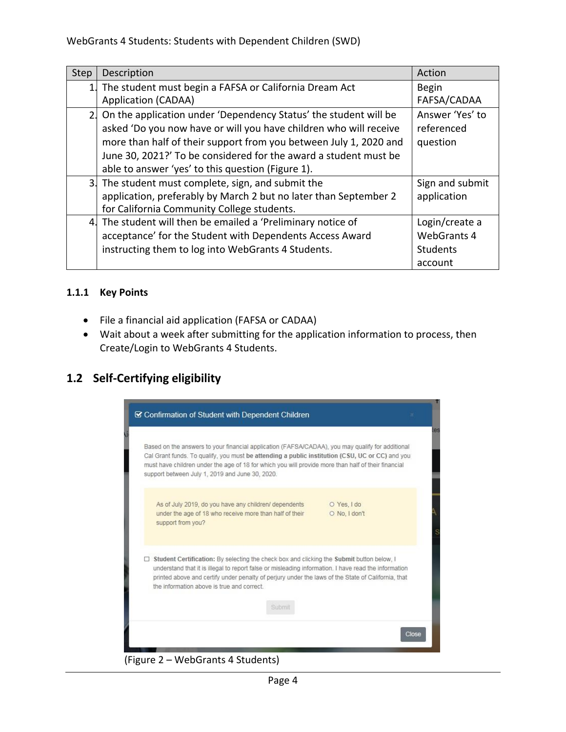| Step | Description | Action |
|---|---|---|
| 1. | The student must begin a FAFSA or California Dream Act Application (CADAA) | Begin FAFSA/CADAA |
| 2. | On the application under 'Dependency Status' the student will be asked 'Do you now have or will you have children who will receive more than half of their support from you between July 1, 2020 and June 30, 2021?' To be considered for the award a student must be able to answer 'yes' to this question (Figure 1). | Answer 'Yes' to referenced question |
| 3. | The student must complete, sign, and submit the application, preferably by March 2 but no later than September 2 for California Community College students. | Sign and submit application |
| 4. | The student will then be emailed a 'Preliminary notice of acceptance' for the Student with Dependents Access Award instructing them to log into WebGrants 4 Students. | Login/create a WebGrants 4 Students account |

### 1.1.1 Key Points

- File a financial aid application (FAFSA or CADAA)
- Wait about a week after submitting for the application information to process, then Create/Login to WebGrants 4 Students.

## 1.2 Self-Certifying eligibility

(Figure 2 – WebGrants 4 Students)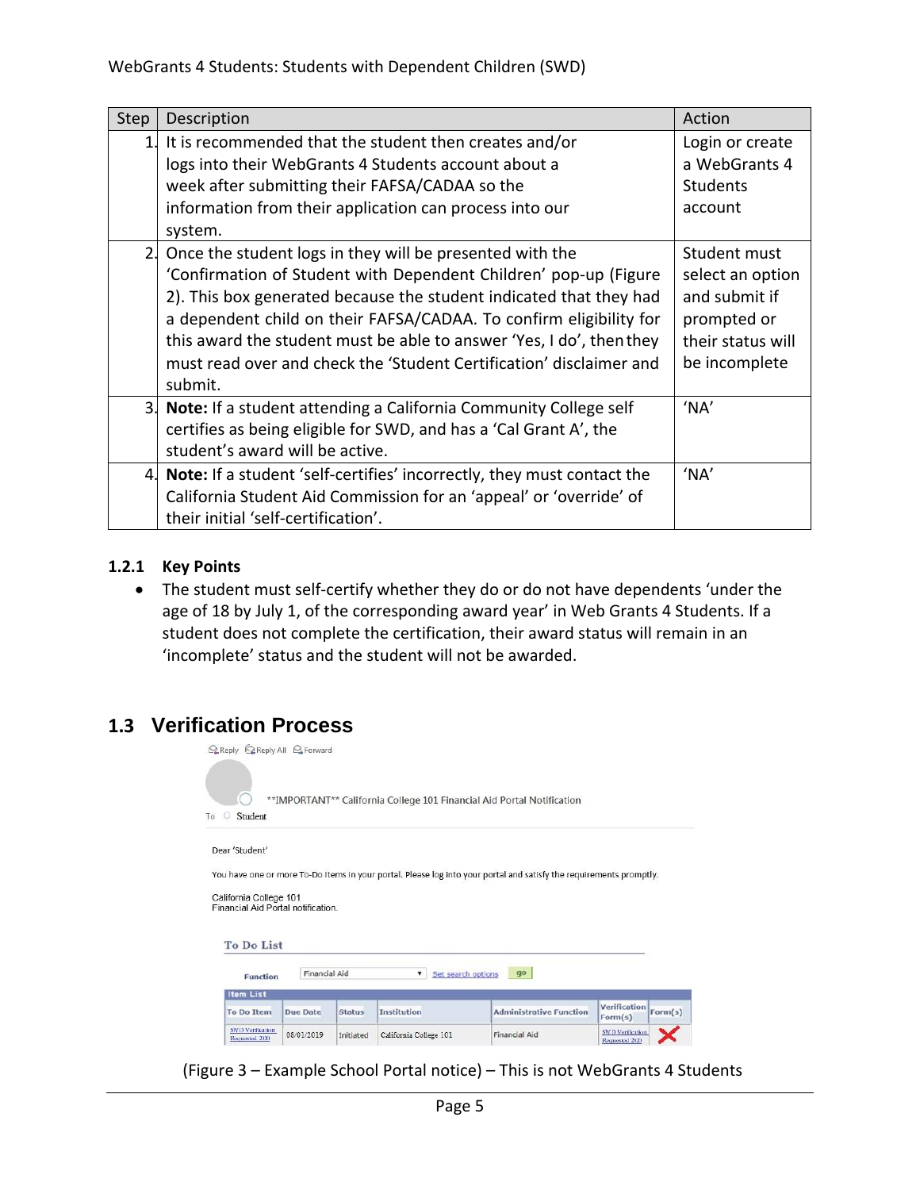| Step | Description | Action |
| --- | --- | --- |
| 1. | It is recommended that the student then creates and/or logs into their WebGrants 4 Students account about a week after submitting their FAFSA/CADAA so the information from their application can process into our system. | Login or create a WebGrants 4 Students account |
| 2. | Once the student logs in they will be presented with the 'Confirmation of Student with Dependent Children' pop-up (Figure 2). This box generated because the student indicated that they had a dependent child on their FAFSA/CADAA. To confirm eligibility for this award the student must be able to answer 'Yes, I do', then they must read over and check the 'Student Certification' disclaimer and submit. | Student must select an option and submit if prompted or their status will be incomplete |
| 3. | **Note:** If a student attending a California Community College self certifies as being eligible for SWD, and has a 'Cal Grant A', the student's award will be active. | 'NA' |
| 4. | **Note:** If a student 'self-certifies' incorrectly, they must contact the California Student Aid Commission for an 'appeal' or 'override' of their initial 'self-certification'. | 'NA' |

### 1.2.1 Key Points

- The student must self-certify whether they do or do not have dependents 'under the age of 18 by July 1, of the corresponding award year' in Web Grants 4 Students. If a student does not complete the certification, their award status will remain in an 'incomplete' status and the student will not be awarded.

## 1.3 Verification Process

(Figure 3 – Example School Portal notice) – This is not WebGrants 4 Students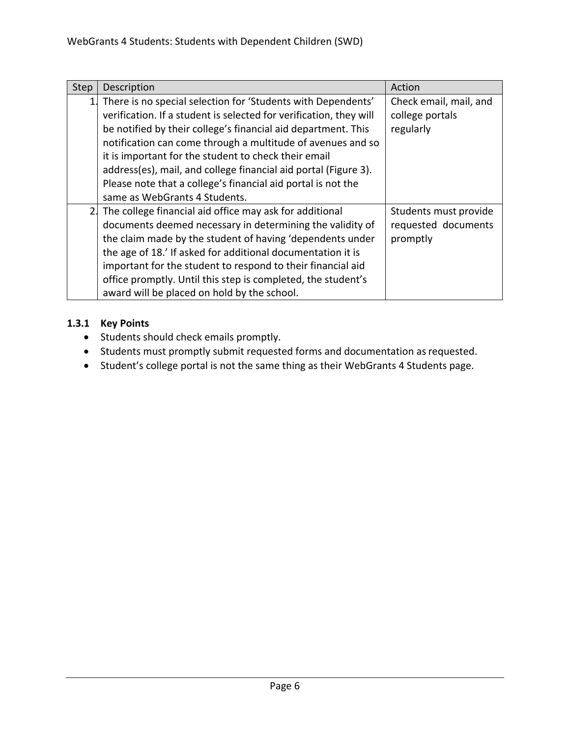| Step | Description | Action |
| --- | --- | --- |
| 1. | There is no special selection for 'Students with Dependents' verification. If a student is selected for verification, they will be notified by their college's financial aid department. This notification can come through a multitude of avenues and so it is important for the student to check their email address(es), mail, and college financial aid portal (Figure 3). Please note that a college's financial aid portal is not the same as WebGrants 4 Students. | Check email, mail, and college portals regularly |
| 2. | The college financial aid office may ask for additional documents deemed necessary in determining the validity of the claim made by the student of having 'dependents under the age of 18.' If asked for additional documentation it is important for the student to respond to their financial aid office promptly. Until this step is completed, the student's award will be placed on hold by the school. | Students must provide requested documents promptly |

### 1.3.1 Key Points

- Students should check emails promptly.
- Students must promptly submit requested forms and documentation as requested.
- Student's college portal is not the same thing as their WebGrants 4 Students page.